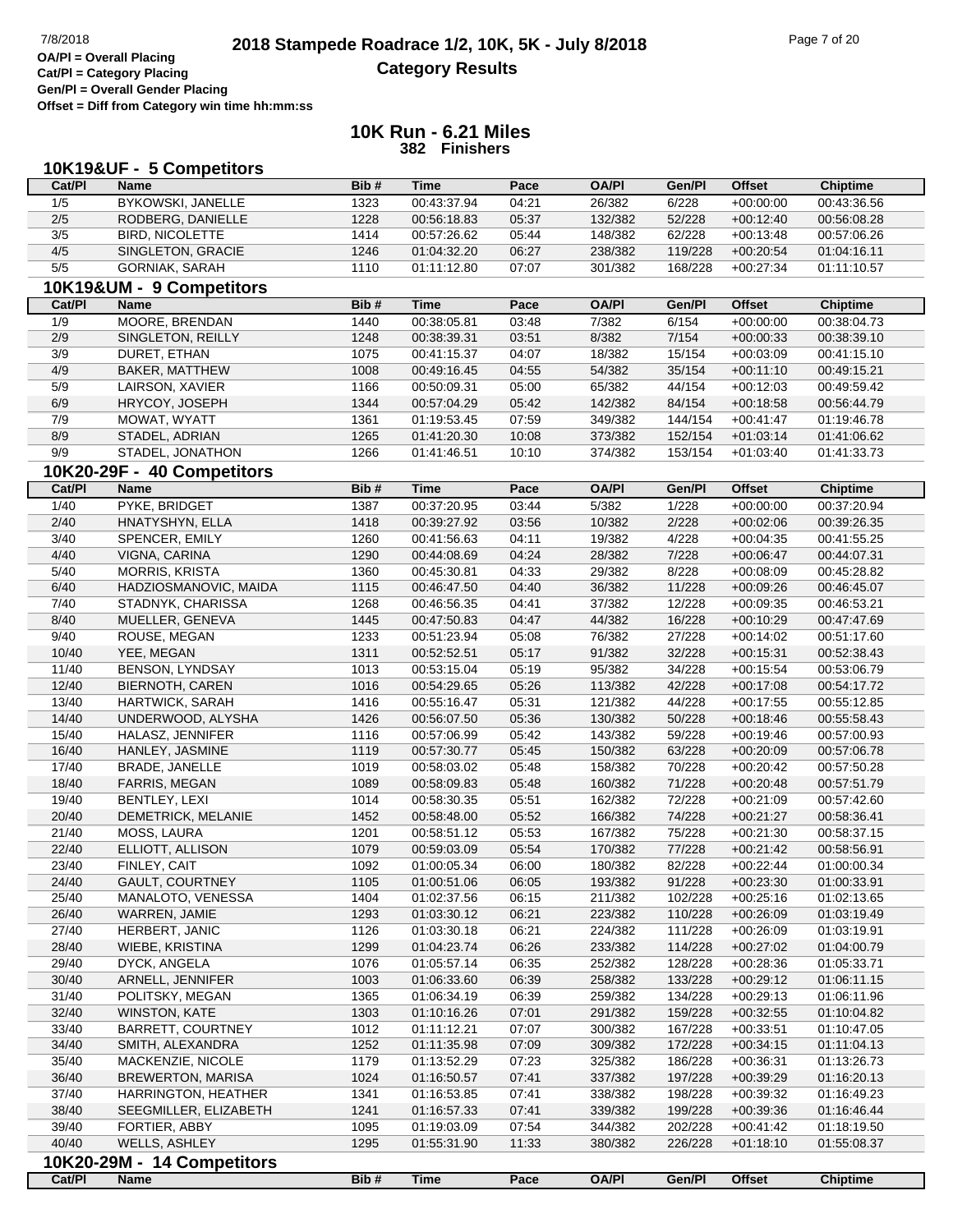7/8/2018

**OA/Pl = Overall Placing**
**Cat/Pl = Category Placing**
**Gen/Pl = Overall Gender Placing**
**Offset = Diff from Category win time hh:mm:ss**

# 2018 Stampede Roadrace 1/2, 10K, 5K - July 8/2018

## Category Results

### 10K Run - 6.21 Miles
**382 Finishers**

### 10K19&UF - 5 Competitors

| Cat/Pl | Name | Bib # | Time | Pace | OA/Pl | Gen/Pl | Offset | Chiptime |
|---|---|---|---|---|---|---|---|---|
| 1/5 | BYKOWSKI, JANELLE | 1323 | 00:43:37.94 | 04:21 | 26/382 | 6/228 | +00:00:00 | 00:43:36.56 |
| 2/5 | RODBERG, DANIELLE | 1228 | 00:56:18.83 | 05:37 | 132/382 | 52/228 | +00:12:40 | 00:56:08.28 |
| 3/5 | BIRD, NICOLETTE | 1414 | 00:57:26.62 | 05:44 | 148/382 | 62/228 | +00:13:48 | 00:57:06.26 |
| 4/5 | SINGLETON, GRACIE | 1246 | 01:04:32.20 | 06:27 | 238/382 | 119/228 | +00:20:54 | 01:04:16.11 |
| 5/5 | GORNIAK, SARAH | 1110 | 01:11:12.80 | 07:07 | 301/382 | 168/228 | +00:27:34 | 01:11:10.57 |

### 10K19&UM - 9 Competitors

| Cat/Pl | Name | Bib # | Time | Pace | OA/Pl | Gen/Pl | Offset | Chiptime |
|---|---|---|---|---|---|---|---|---|
| 1/9 | MOORE, BRENDAN | 1440 | 00:38:05.81 | 03:48 | 7/382 | 6/154 | +00:00:00 | 00:38:04.73 |
| 2/9 | SINGLETON, REILLY | 1248 | 00:38:39.31 | 03:51 | 8/382 | 7/154 | +00:00:33 | 00:38:39.10 |
| 3/9 | DURET, ETHAN | 1075 | 00:41:15.37 | 04:07 | 18/382 | 15/154 | +00:03:09 | 00:41:15.10 |
| 4/9 | BAKER, MATTHEW | 1008 | 00:49:16.45 | 04:55 | 54/382 | 35/154 | +00:11:10 | 00:49:15.21 |
| 5/9 | LAIRSON, XAVIER | 1166 | 00:50:09.31 | 05:00 | 65/382 | 44/154 | +00:12:03 | 00:49:59.42 |
| 6/9 | HRYCOY, JOSEPH | 1344 | 00:57:04.29 | 05:42 | 142/382 | 84/154 | +00:18:58 | 00:56:44.79 |
| 7/9 | MOWAT, WYATT | 1361 | 01:19:53.45 | 07:59 | 349/382 | 144/154 | +00:41:47 | 01:19:46.78 |
| 8/9 | STADEL, ADRIAN | 1265 | 01:41:20.30 | 10:08 | 373/382 | 152/154 | +01:03:14 | 01:41:06.62 |
| 9/9 | STADEL, JONATHON | 1266 | 01:41:46.51 | 10:10 | 374/382 | 153/154 | +01:03:40 | 01:41:33.73 |

### 10K20-29F - 40 Competitors

| Cat/Pl | Name | Bib # | Time | Pace | OA/Pl | Gen/Pl | Offset | Chiptime |
|---|---|---|---|---|---|---|---|---|
| 1/40 | PYKE, BRIDGET | 1387 | 00:37:20.95 | 03:44 | 5/382 | 1/228 | +00:00:00 | 00:37:20.94 |
| 2/40 | HNATYSHYN, ELLA | 1418 | 00:39:27.92 | 03:56 | 10/382 | 2/228 | +00:02:06 | 00:39:26.35 |
| 3/40 | SPENCER, EMILY | 1260 | 00:41:56.63 | 04:11 | 19/382 | 4/228 | +00:04:35 | 00:41:55.25 |
| 4/40 | VIGNA, CARINA | 1290 | 00:44:08.69 | 04:24 | 28/382 | 7/228 | +00:06:47 | 00:44:07.31 |
| 5/40 | MORRIS, KRISTA | 1360 | 00:45:30.81 | 04:33 | 29/382 | 8/228 | +00:08:09 | 00:45:28.82 |
| 6/40 | HADZIOSMANOVIC, MAIDA | 1115 | 00:46:47.50 | 04:40 | 36/382 | 11/228 | +00:09:26 | 00:46:45.07 |
| 7/40 | STADNYK, CHARISSA | 1268 | 00:46:56.35 | 04:41 | 37/382 | 12/228 | +00:09:35 | 00:46:53.21 |
| 8/40 | MUELLER, GENEVA | 1445 | 00:47:50.83 | 04:47 | 44/382 | 16/228 | +00:10:29 | 00:47:47.69 |
| 9/40 | ROUSE, MEGAN | 1233 | 00:51:23.94 | 05:08 | 76/382 | 27/228 | +00:14:02 | 00:51:17.60 |
| 10/40 | YEE, MEGAN | 1311 | 00:52:52.51 | 05:17 | 91/382 | 32/228 | +00:15:31 | 00:52:38.43 |
| 11/40 | BENSON, LYNDSAY | 1013 | 00:53:15.04 | 05:19 | 95/382 | 34/228 | +00:15:54 | 00:53:06.79 |
| 12/40 | BIERNOTH, CAREN | 1016 | 00:54:29.65 | 05:26 | 113/382 | 42/228 | +00:17:08 | 00:54:17.72 |
| 13/40 | HARTWICK, SARAH | 1416 | 00:55:16.47 | 05:31 | 121/382 | 44/228 | +00:17:55 | 00:55:12.85 |
| 14/40 | UNDERWOOD, ALYSHA | 1426 | 00:56:07.50 | 05:36 | 130/382 | 50/228 | +00:18:46 | 00:55:58.43 |
| 15/40 | HALASZ, JENNIFER | 1116 | 00:57:06.99 | 05:42 | 143/382 | 59/228 | +00:19:46 | 00:57:00.93 |
| 16/40 | HANLEY, JASMINE | 1119 | 00:57:30.77 | 05:45 | 150/382 | 63/228 | +00:20:09 | 00:57:06.78 |
| 17/40 | BRADE, JANELLE | 1019 | 00:58:03.02 | 05:48 | 158/382 | 70/228 | +00:20:42 | 00:57:50.28 |
| 18/40 | FARRIS, MEGAN | 1089 | 00:58:09.83 | 05:48 | 160/382 | 71/228 | +00:20:48 | 00:57:51.79 |
| 19/40 | BENTLEY, LEXI | 1014 | 00:58:30.35 | 05:51 | 162/382 | 72/228 | +00:21:09 | 00:57:42.60 |
| 20/40 | DEMETRICK, MELANIE | 1452 | 00:58:48.00 | 05:52 | 166/382 | 74/228 | +00:21:27 | 00:58:36.41 |
| 21/40 | MOSS, LAURA | 1201 | 00:58:51.12 | 05:53 | 167/382 | 75/228 | +00:21:30 | 00:58:37.15 |
| 22/40 | ELLIOTT, ALLISON | 1079 | 00:59:03.09 | 05:54 | 170/382 | 77/228 | +00:21:42 | 00:58:56.91 |
| 23/40 | FINLEY, CAIT | 1092 | 01:00:05.34 | 06:00 | 180/382 | 82/228 | +00:22:44 | 01:00:00.34 |
| 24/40 | GAULT, COURTNEY | 1105 | 01:00:51.06 | 06:05 | 193/382 | 91/228 | +00:23:30 | 01:00:33.91 |
| 25/40 | MANALOTO, VENESSA | 1404 | 01:02:37.56 | 06:15 | 211/382 | 102/228 | +00:25:16 | 01:02:13.65 |
| 26/40 | WARREN, JAMIE | 1293 | 01:03:30.12 | 06:21 | 223/382 | 110/228 | +00:26:09 | 01:03:19.49 |
| 27/40 | HERBERT, JANIC | 1126 | 01:03:30.18 | 06:21 | 224/382 | 111/228 | +00:26:09 | 01:03:19.91 |
| 28/40 | WIEBE, KRISTINA | 1299 | 01:04:23.74 | 06:26 | 233/382 | 114/228 | +00:27:02 | 01:04:00.79 |
| 29/40 | DYCK, ANGELA | 1076 | 01:05:57.14 | 06:35 | 252/382 | 128/228 | +00:28:36 | 01:05:33.71 |
| 30/40 | ARNELL, JENNIFER | 1003 | 01:06:33.60 | 06:39 | 258/382 | 133/228 | +00:29:12 | 01:06:11.15 |
| 31/40 | POLITSKY, MEGAN | 1365 | 01:06:34.19 | 06:39 | 259/382 | 134/228 | +00:29:13 | 01:06:11.96 |
| 32/40 | WINSTON, KATE | 1303 | 01:10:16.26 | 07:01 | 291/382 | 159/228 | +00:32:55 | 01:10:04.82 |
| 33/40 | BARRETT, COURTNEY | 1012 | 01:11:12.21 | 07:07 | 300/382 | 167/228 | +00:33:51 | 01:10:47.05 |
| 34/40 | SMITH, ALEXANDRA | 1252 | 01:11:35.98 | 07:09 | 309/382 | 172/228 | +00:34:15 | 01:11:04.13 |
| 35/40 | MACKENZIE, NICOLE | 1179 | 01:13:52.29 | 07:23 | 325/382 | 186/228 | +00:36:31 | 01:13:26.73 |
| 36/40 | BREWERTON, MARISA | 1024 | 01:16:50.57 | 07:41 | 337/382 | 197/228 | +00:39:29 | 01:16:20.13 |
| 37/40 | HARRINGTON, HEATHER | 1341 | 01:16:53.85 | 07:41 | 338/382 | 198/228 | +00:39:32 | 01:16:49.23 |
| 38/40 | SEEGMILLER, ELIZABETH | 1241 | 01:16:57.33 | 07:41 | 339/382 | 199/228 | +00:39:36 | 01:16:46.44 |
| 39/40 | FORTIER, ABBY | 1095 | 01:19:03.09 | 07:54 | 344/382 | 202/228 | +00:41:42 | 01:18:19.50 |
| 40/40 | WELLS, ASHLEY | 1295 | 01:55:31.90 | 11:33 | 380/382 | 226/228 | +01:18:10 | 01:55:08.37 |

### 10K20-29M - 14 Competitors

| Cat/Pl | Name | Bib # | Time | Pace | OA/Pl | Gen/Pl | Offset | Chiptime |
|---|---|---|---|---|---|---|---|---|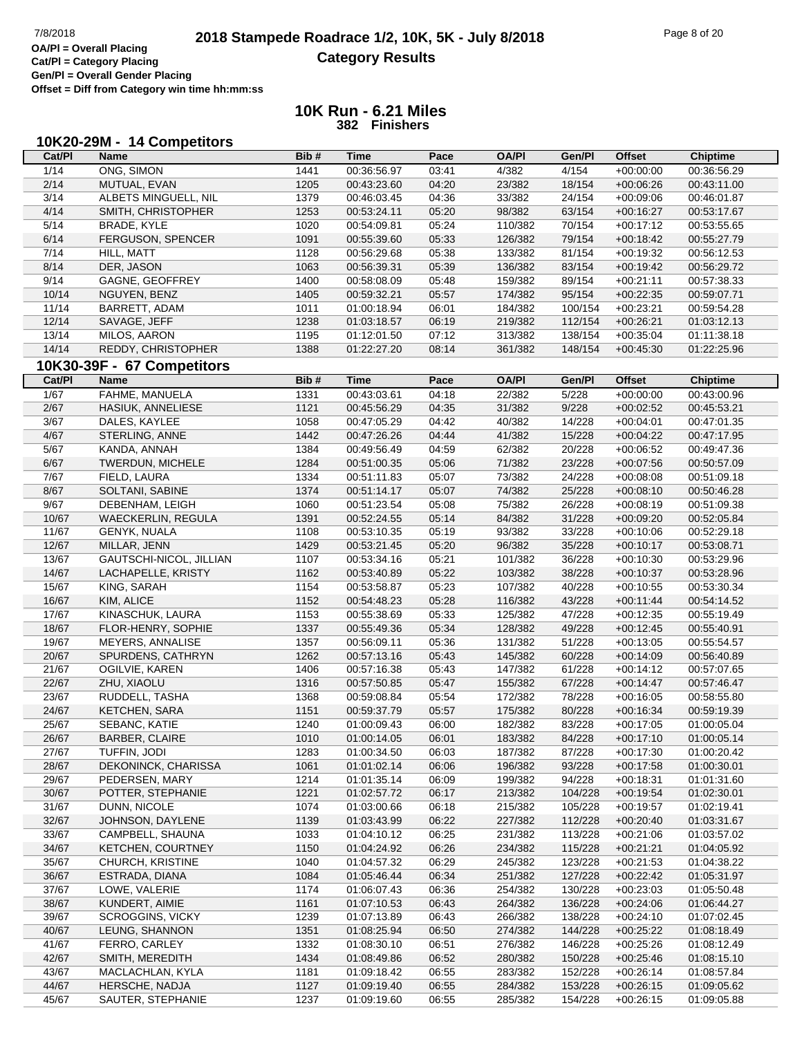# 2018 Stampede Roadrace 1/2, 10K, 5K - July 8/2018

## Category Results

**OA/Pl = Overall Placing**
**Cat/Pl = Category Placing**
**Gen/Pl = Overall Gender Placing**
**Offset = Diff from Category win time hh:mm:ss**

## 10K Run - 6.21 Miles
**382 Finishers**

### 10K20-29M - 14 Competitors

| Cat/Pl | Name | Bib # | Time | Pace | OA/Pl | Gen/Pl | Offset | Chiptime |
|---|---|---|---|---|---|---|---|---|
| 1/14 | ONG, SIMON | 1441 | 00:36:56.97 | 03:41 | 4/382 | 4/154 | +00:00:00 | 00:36:56.29 |
| 2/14 | MUTUAL, EVAN | 1205 | 00:43:23.60 | 04:20 | 23/382 | 18/154 | +00:06:26 | 00:43:11.00 |
| 3/14 | ALBETS MINGUELL, NIL | 1379 | 00:46:03.45 | 04:36 | 33/382 | 24/154 | +00:09:06 | 00:46:01.87 |
| 4/14 | SMITH, CHRISTOPHER | 1253 | 00:53:24.11 | 05:20 | 98/382 | 63/154 | +00:16:27 | 00:53:17.67 |
| 5/14 | BRADE, KYLE | 1020 | 00:54:09.81 | 05:24 | 110/382 | 70/154 | +00:17:12 | 00:53:55.65 |
| 6/14 | FERGUSON, SPENCER | 1091 | 00:55:39.60 | 05:33 | 126/382 | 79/154 | +00:18:42 | 00:55:27.79 |
| 7/14 | HILL, MATT | 1128 | 00:56:29.68 | 05:38 | 133/382 | 81/154 | +00:19:32 | 00:56:12.53 |
| 8/14 | DER, JASON | 1063 | 00:56:39.31 | 05:39 | 136/382 | 83/154 | +00:19:42 | 00:56:29.72 |
| 9/14 | GAGNE, GEOFFREY | 1400 | 00:58:08.09 | 05:48 | 159/382 | 89/154 | +00:21:11 | 00:57:38.33 |
| 10/14 | NGUYEN, BENZ | 1405 | 00:59:32.21 | 05:57 | 174/382 | 95/154 | +00:22:35 | 00:59:07.71 |
| 11/14 | BARRETT, ADAM | 1011 | 01:00:18.94 | 06:01 | 184/382 | 100/154 | +00:23:21 | 00:59:54.28 |
| 12/14 | SAVAGE, JEFF | 1238 | 01:03:18.57 | 06:19 | 219/382 | 112/154 | +00:26:21 | 01:03:12.13 |
| 13/14 | MILOS, AARON | 1195 | 01:12:01.50 | 07:12 | 313/382 | 138/154 | +00:35:04 | 01:11:38.18 |
| 14/14 | REDDY, CHRISTOPHER | 1388 | 01:22:27.20 | 08:14 | 361/382 | 148/154 | +00:45:30 | 01:22:25.96 |

### 10K30-39F - 67 Competitors

| Cat/Pl | Name | Bib # | Time | Pace | OA/Pl | Gen/Pl | Offset | Chiptime |
|---|---|---|---|---|---|---|---|---|
| 1/67 | FAHME, MANUELA | 1331 | 00:43:03.61 | 04:18 | 22/382 | 5/228 | +00:00:00 | 00:43:00.96 |
| 2/67 | HASIUK, ANNELIESE | 1121 | 00:45:56.29 | 04:35 | 31/382 | 9/228 | +00:02:52 | 00:45:53.21 |
| 3/67 | DALES, KAYLEE | 1058 | 00:47:05.29 | 04:42 | 40/382 | 14/228 | +00:04:01 | 00:47:01.35 |
| 4/67 | STERLING, ANNE | 1442 | 00:47:26.26 | 04:44 | 41/382 | 15/228 | +00:04:22 | 00:47:17.95 |
| 5/67 | KANDA, ANNAH | 1384 | 00:49:56.49 | 04:59 | 62/382 | 20/228 | +00:06:52 | 00:49:47.36 |
| 6/67 | TWERDUN, MICHELE | 1284 | 00:51:00.35 | 05:06 | 71/382 | 23/228 | +00:07:56 | 00:50:57.09 |
| 7/67 | FIELD, LAURA | 1334 | 00:51:11.83 | 05:07 | 73/382 | 24/228 | +00:08:08 | 00:51:09.18 |
| 8/67 | SOLTANI, SABINE | 1374 | 00:51:14.17 | 05:07 | 74/382 | 25/228 | +00:08:10 | 00:50:46.28 |
| 9/67 | DEBENHAM, LEIGH | 1060 | 00:51:23.54 | 05:08 | 75/382 | 26/228 | +00:08:19 | 00:51:09.38 |
| 10/67 | WAECKERLIN, REGULA | 1391 | 00:52:24.55 | 05:14 | 84/382 | 31/228 | +00:09:20 | 00:52:05.84 |
| 11/67 | GENYK, NUALA | 1108 | 00:53:10.35 | 05:19 | 93/382 | 33/228 | +00:10:06 | 00:52:29.18 |
| 12/67 | MILLAR, JENN | 1429 | 00:53:21.45 | 05:20 | 96/382 | 35/228 | +00:10:17 | 00:53:08.71 |
| 13/67 | GAUTSCHI-NICOL, JILLIAN | 1107 | 00:53:34.16 | 05:21 | 101/382 | 36/228 | +00:10:30 | 00:53:29.96 |
| 14/67 | LACHAPELLE, KRISTY | 1162 | 00:53:40.89 | 05:22 | 103/382 | 38/228 | +00:10:37 | 00:53:28.96 |
| 15/67 | KING, SARAH | 1154 | 00:53:58.87 | 05:23 | 107/382 | 40/228 | +00:10:55 | 00:53:30.34 |
| 16/67 | KIM, ALICE | 1152 | 00:54:48.23 | 05:28 | 116/382 | 43/228 | +00:11:44 | 00:54:14.52 |
| 17/67 | KINASCHUK, LAURA | 1153 | 00:55:38.69 | 05:33 | 125/382 | 47/228 | +00:12:35 | 00:55:19.49 |
| 18/67 | FLOR-HENRY, SOPHIE | 1337 | 00:55:49.36 | 05:34 | 128/382 | 49/228 | +00:12:45 | 00:55:40.91 |
| 19/67 | MEYERS, ANNALISE | 1357 | 00:56:09.11 | 05:36 | 131/382 | 51/228 | +00:13:05 | 00:55:54.57 |
| 20/67 | SPURDENS, CATHRYN | 1262 | 00:57:13.16 | 05:43 | 145/382 | 60/228 | +00:14:09 | 00:56:40.89 |
| 21/67 | OGILVIE, KAREN | 1406 | 00:57:16.38 | 05:43 | 147/382 | 61/228 | +00:14:12 | 00:57:07.65 |
| 22/67 | ZHU, XIAOLU | 1316 | 00:57:50.85 | 05:47 | 155/382 | 67/228 | +00:14:47 | 00:57:46.47 |
| 23/67 | RUDDELL, TASHA | 1368 | 00:59:08.84 | 05:54 | 172/382 | 78/228 | +00:16:05 | 00:58:55.80 |
| 24/67 | KETCHEN, SARA | 1151 | 00:59:37.79 | 05:57 | 175/382 | 80/228 | +00:16:34 | 00:59:19.39 |
| 25/67 | SEBANC, KATIE | 1240 | 01:00:09.43 | 06:00 | 182/382 | 83/228 | +00:17:05 | 01:00:05.04 |
| 26/67 | BARBER, CLAIRE | 1010 | 01:00:14.05 | 06:01 | 183/382 | 84/228 | +00:17:10 | 01:00:05.14 |
| 27/67 | TUFFIN, JODI | 1283 | 01:00:34.50 | 06:03 | 187/382 | 87/228 | +00:17:30 | 01:00:20.42 |
| 28/67 | DEKONINCK, CHARISSA | 1061 | 01:01:02.14 | 06:06 | 196/382 | 93/228 | +00:17:58 | 01:00:30.01 |
| 29/67 | PEDERSEN, MARY | 1214 | 01:01:35.14 | 06:09 | 199/382 | 94/228 | +00:18:31 | 01:01:31.60 |
| 30/67 | POTTER, STEPHANIE | 1221 | 01:02:57.72 | 06:17 | 213/382 | 104/228 | +00:19:54 | 01:02:30.01 |
| 31/67 | DUNN, NICOLE | 1074 | 01:03:00.66 | 06:18 | 215/382 | 105/228 | +00:19:57 | 01:02:19.41 |
| 32/67 | JOHNSON, DAYLENE | 1139 | 01:03:43.99 | 06:22 | 227/382 | 112/228 | +00:20:40 | 01:03:31.67 |
| 33/67 | CAMPBELL, SHAUNA | 1033 | 01:04:10.12 | 06:25 | 231/382 | 113/228 | +00:21:06 | 01:03:57.02 |
| 34/67 | KETCHEN, COURTNEY | 1150 | 01:04:24.92 | 06:26 | 234/382 | 115/228 | +00:21:21 | 01:04:05.92 |
| 35/67 | CHURCH, KRISTINE | 1040 | 01:04:57.32 | 06:29 | 245/382 | 123/228 | +00:21:53 | 01:04:38.22 |
| 36/67 | ESTRADA, DIANA | 1084 | 01:05:46.44 | 06:34 | 251/382 | 127/228 | +00:22:42 | 01:05:31.97 |
| 37/67 | LOWE, VALERIE | 1174 | 01:06:07.43 | 06:36 | 254/382 | 130/228 | +00:23:03 | 01:05:50.48 |
| 38/67 | KUNDERT, AIMIE | 1161 | 01:07:10.53 | 06:43 | 264/382 | 136/228 | +00:24:06 | 01:06:44.27 |
| 39/67 | SCROGGINS, VICKY | 1239 | 01:07:13.89 | 06:43 | 266/382 | 138/228 | +00:24:10 | 01:07:02.45 |
| 40/67 | LEUNG, SHANNON | 1351 | 01:08:25.94 | 06:50 | 274/382 | 144/228 | +00:25:22 | 01:08:18.49 |
| 41/67 | FERRO, CARLEY | 1332 | 01:08:30.10 | 06:51 | 276/382 | 146/228 | +00:25:26 | 01:08:12.49 |
| 42/67 | SMITH, MEREDITH | 1434 | 01:08:49.86 | 06:52 | 280/382 | 150/228 | +00:25:46 | 01:08:15.10 |
| 43/67 | MACLACHLAN, KYLA | 1181 | 01:09:18.42 | 06:55 | 283/382 | 152/228 | +00:26:14 | 01:08:57.84 |
| 44/67 | HERSCHE, NADJA | 1127 | 01:09:19.40 | 06:55 | 284/382 | 153/228 | +00:26:15 | 01:09:05.62 |
| 45/67 | SAUTER, STEPHANIE | 1237 | 01:09:19.60 | 06:55 | 285/382 | 154/228 | +00:26:15 | 01:09:05.88 |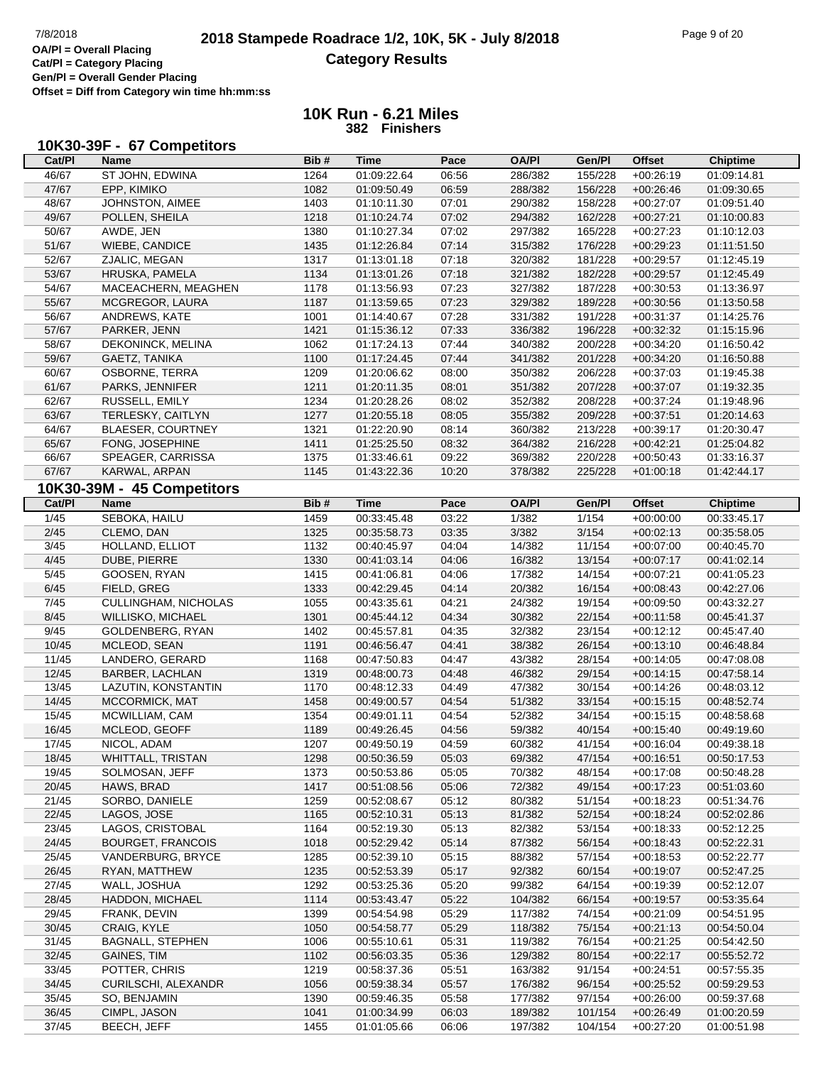# 2018 Stampede Roadrace 1/2, 10K, 5K - July 8/2018

## Category Results

7/8/2018

**OA/Pl = Overall Placing**
**Cat/Pl = Category Placing**
**Gen/Pl = Overall Gender Placing**
**Offset = Diff from Category win time hh:mm:ss**

### 10K Run - 6.21 Miles
**382 Finishers**

### 10K30-39F - 67 Competitors

| Cat/Pl | Name | Bib # | Time | Pace | OA/Pl | Gen/Pl | Offset | Chiptime |
|---|---|---|---|---|---|---|---|---|
| 46/67 | ST JOHN, EDWINA | 1264 | 01:09:22.64 | 06:56 | 286/382 | 155/228 | +00:26:19 | 01:09:14.81 |
| 47/67 | EPP, KIMIKO | 1082 | 01:09:50.49 | 06:59 | 288/382 | 156/228 | +00:26:46 | 01:09:30.65 |
| 48/67 | JOHNSTON, AIMEE | 1403 | 01:10:11.30 | 07:01 | 290/382 | 158/228 | +00:27:07 | 01:09:51.40 |
| 49/67 | POLLEN, SHEILA | 1218 | 01:10:24.74 | 07:02 | 294/382 | 162/228 | +00:27:21 | 01:10:00.83 |
| 50/67 | AWDE, JEN | 1380 | 01:10:27.34 | 07:02 | 297/382 | 165/228 | +00:27:23 | 01:10:12.03 |
| 51/67 | WIEBE, CANDICE | 1435 | 01:12:26.84 | 07:14 | 315/382 | 176/228 | +00:29:23 | 01:11:51.50 |
| 52/67 | ZJALIC, MEGAN | 1317 | 01:13:01.18 | 07:18 | 320/382 | 181/228 | +00:29:57 | 01:12:45.19 |
| 53/67 | HRUSKA, PAMELA | 1134 | 01:13:01.26 | 07:18 | 321/382 | 182/228 | +00:29:57 | 01:12:45.49 |
| 54/67 | MACEACHERN, MEAGHEN | 1178 | 01:13:56.93 | 07:23 | 327/382 | 187/228 | +00:30:53 | 01:13:36.97 |
| 55/67 | MCGREGOR, LAURA | 1187 | 01:13:59.65 | 07:23 | 329/382 | 189/228 | +00:30:56 | 01:13:50.58 |
| 56/67 | ANDREWS, KATE | 1001 | 01:14:40.67 | 07:28 | 331/382 | 191/228 | +00:31:37 | 01:14:25.76 |
| 57/67 | PARKER, JENN | 1421 | 01:15:36.12 | 07:33 | 336/382 | 196/228 | +00:32:32 | 01:15:15.96 |
| 58/67 | DEKONINCK, MELINA | 1062 | 01:17:24.13 | 07:44 | 340/382 | 200/228 | +00:34:20 | 01:16:50.42 |
| 59/67 | GAETZ, TANIKA | 1100 | 01:17:24.45 | 07:44 | 341/382 | 201/228 | +00:34:20 | 01:16:50.88 |
| 60/67 | OSBORNE, TERRA | 1209 | 01:20:06.62 | 08:00 | 350/382 | 206/228 | +00:37:03 | 01:19:45.38 |
| 61/67 | PARKS, JENNIFER | 1211 | 01:20:11.35 | 08:01 | 351/382 | 207/228 | +00:37:07 | 01:19:32.35 |
| 62/67 | RUSSELL, EMILY | 1234 | 01:20:28.26 | 08:02 | 352/382 | 208/228 | +00:37:24 | 01:19:48.96 |
| 63/67 | TERLESKY, CAITLYN | 1277 | 01:20:55.18 | 08:05 | 355/382 | 209/228 | +00:37:51 | 01:20:14.63 |
| 64/67 | BLAESER, COURTNEY | 1321 | 01:22:20.90 | 08:14 | 360/382 | 213/228 | +00:39:17 | 01:20:30.47 |
| 65/67 | FONG, JOSEPHINE | 1411 | 01:25:25.50 | 08:32 | 364/382 | 216/228 | +00:42:21 | 01:25:04.82 |
| 66/67 | SPEAGER, CARRISSA | 1375 | 01:33:46.61 | 09:22 | 369/382 | 220/228 | +00:50:43 | 01:33:16.37 |
| 67/67 | KARWAL, ARPAN | 1145 | 01:43:22.36 | 10:20 | 378/382 | 225/228 | +01:00:18 | 01:42:44.17 |

### 10K30-39M - 45 Competitors

| Cat/Pl | Name | Bib # | Time | Pace | OA/Pl | Gen/Pl | Offset | Chiptime |
|---|---|---|---|---|---|---|---|---|
| 1/45 | SEBOKA, HAILU | 1459 | 00:33:45.48 | 03:22 | 1/382 | 1/154 | +00:00:00 | 00:33:45.17 |
| 2/45 | CLEMO, DAN | 1325 | 00:35:58.73 | 03:35 | 3/382 | 3/154 | +00:02:13 | 00:35:58.05 |
| 3/45 | HOLLAND, ELLIOT | 1132 | 00:40:45.97 | 04:04 | 14/382 | 11/154 | +00:07:00 | 00:40:45.70 |
| 4/45 | DUBE, PIERRE | 1330 | 00:41:03.14 | 04:06 | 16/382 | 13/154 | +00:07:17 | 00:41:02.14 |
| 5/45 | GOOSEN, RYAN | 1415 | 00:41:06.81 | 04:06 | 17/382 | 14/154 | +00:07:21 | 00:41:05.23 |
| 6/45 | FIELD, GREG | 1333 | 00:42:29.45 | 04:14 | 20/382 | 16/154 | +00:08:43 | 00:42:27.06 |
| 7/45 | CULLINGHAM, NICHOLAS | 1055 | 00:43:35.61 | 04:21 | 24/382 | 19/154 | +00:09:50 | 00:43:32.27 |
| 8/45 | WILLISKO, MICHAEL | 1301 | 00:45:44.12 | 04:34 | 30/382 | 22/154 | +00:11:58 | 00:45:41.37 |
| 9/45 | GOLDENBERG, RYAN | 1402 | 00:45:57.81 | 04:35 | 32/382 | 23/154 | +00:12:12 | 00:45:47.40 |
| 10/45 | MCLEOD, SEAN | 1191 | 00:46:56.47 | 04:41 | 38/382 | 26/154 | +00:13:10 | 00:46:48.84 |
| 11/45 | LANDERO, GERARD | 1168 | 00:47:50.83 | 04:47 | 43/382 | 28/154 | +00:14:05 | 00:47:08.08 |
| 12/45 | BARBER, LACHLAN | 1319 | 00:48:00.73 | 04:48 | 46/382 | 29/154 | +00:14:15 | 00:47:58.14 |
| 13/45 | LAZUTIN, KONSTANTIN | 1170 | 00:48:12.33 | 04:49 | 47/382 | 30/154 | +00:14:26 | 00:48:03.12 |
| 14/45 | MCCORMICK, MAT | 1458 | 00:49:00.57 | 04:54 | 51/382 | 33/154 | +00:15:15 | 00:48:52.74 |
| 15/45 | MCWILLIAM, CAM | 1354 | 00:49:01.11 | 04:54 | 52/382 | 34/154 | +00:15:15 | 00:48:58.68 |
| 16/45 | MCLEOD, GEOFF | 1189 | 00:49:26.45 | 04:56 | 59/382 | 40/154 | +00:15:40 | 00:49:19.60 |
| 17/45 | NICOL, ADAM | 1207 | 00:49:50.19 | 04:59 | 60/382 | 41/154 | +00:16:04 | 00:49:38.18 |
| 18/45 | WHITTALL, TRISTAN | 1298 | 00:50:36.59 | 05:03 | 69/382 | 47/154 | +00:16:51 | 00:50:17.53 |
| 19/45 | SOLMOSAN, JEFF | 1373 | 00:50:53.86 | 05:05 | 70/382 | 48/154 | +00:17:08 | 00:50:48.28 |
| 20/45 | HAWS, BRAD | 1417 | 00:51:08.56 | 05:06 | 72/382 | 49/154 | +00:17:23 | 00:51:03.60 |
| 21/45 | SORBO, DANIELE | 1259 | 00:52:08.67 | 05:12 | 80/382 | 51/154 | +00:18:23 | 00:51:34.76 |
| 22/45 | LAGOS, JOSE | 1165 | 00:52:10.31 | 05:13 | 81/382 | 52/154 | +00:18:24 | 00:52:02.86 |
| 23/45 | LAGOS, CRISTOBAL | 1164 | 00:52:19.30 | 05:13 | 82/382 | 53/154 | +00:18:33 | 00:52:12.25 |
| 24/45 | BOURGET, FRANCOIS | 1018 | 00:52:29.42 | 05:14 | 87/382 | 56/154 | +00:18:43 | 00:52:22.31 |
| 25/45 | VANDERBURG, BRYCE | 1285 | 00:52:39.10 | 05:15 | 88/382 | 57/154 | +00:18:53 | 00:52:22.77 |
| 26/45 | RYAN, MATTHEW | 1235 | 00:52:53.39 | 05:17 | 92/382 | 60/154 | +00:19:07 | 00:52:47.25 |
| 27/45 | WALL, JOSHUA | 1292 | 00:53:25.36 | 05:20 | 99/382 | 64/154 | +00:19:39 | 00:52:12.07 |
| 28/45 | HADDON, MICHAEL | 1114 | 00:53:43.47 | 05:22 | 104/382 | 66/154 | +00:19:57 | 00:53:35.64 |
| 29/45 | FRANK, DEVIN | 1399 | 00:54:54.98 | 05:29 | 117/382 | 74/154 | +00:21:09 | 00:54:51.95 |
| 30/45 | CRAIG, KYLE | 1050 | 00:54:58.77 | 05:29 | 118/382 | 75/154 | +00:21:13 | 00:54:50.04 |
| 31/45 | BAGNALL, STEPHEN | 1006 | 00:55:10.61 | 05:31 | 119/382 | 76/154 | +00:21:25 | 00:54:42.50 |
| 32/45 | GAINES, TIM | 1102 | 00:56:03.35 | 05:36 | 129/382 | 80/154 | +00:22:17 | 00:55:52.72 |
| 33/45 | POTTER, CHRIS | 1219 | 00:58:37.36 | 05:51 | 163/382 | 91/154 | +00:24:51 | 00:57:55.35 |
| 34/45 | CURILSCHI, ALEXANDR | 1056 | 00:59:38.34 | 05:57 | 176/382 | 96/154 | +00:25:52 | 00:59:29.53 |
| 35/45 | SO, BENJAMIN | 1390 | 00:59:46.35 | 05:58 | 177/382 | 97/154 | +00:26:00 | 00:59:37.68 |
| 36/45 | CIMPL, JASON | 1041 | 01:00:34.99 | 06:03 | 189/382 | 101/154 | +00:26:49 | 01:00:20.59 |
| 37/45 | BEECH, JEFF | 1455 | 01:01:05.66 | 06:06 | 197/382 | 104/154 | +00:27:20 | 01:00:51.98 |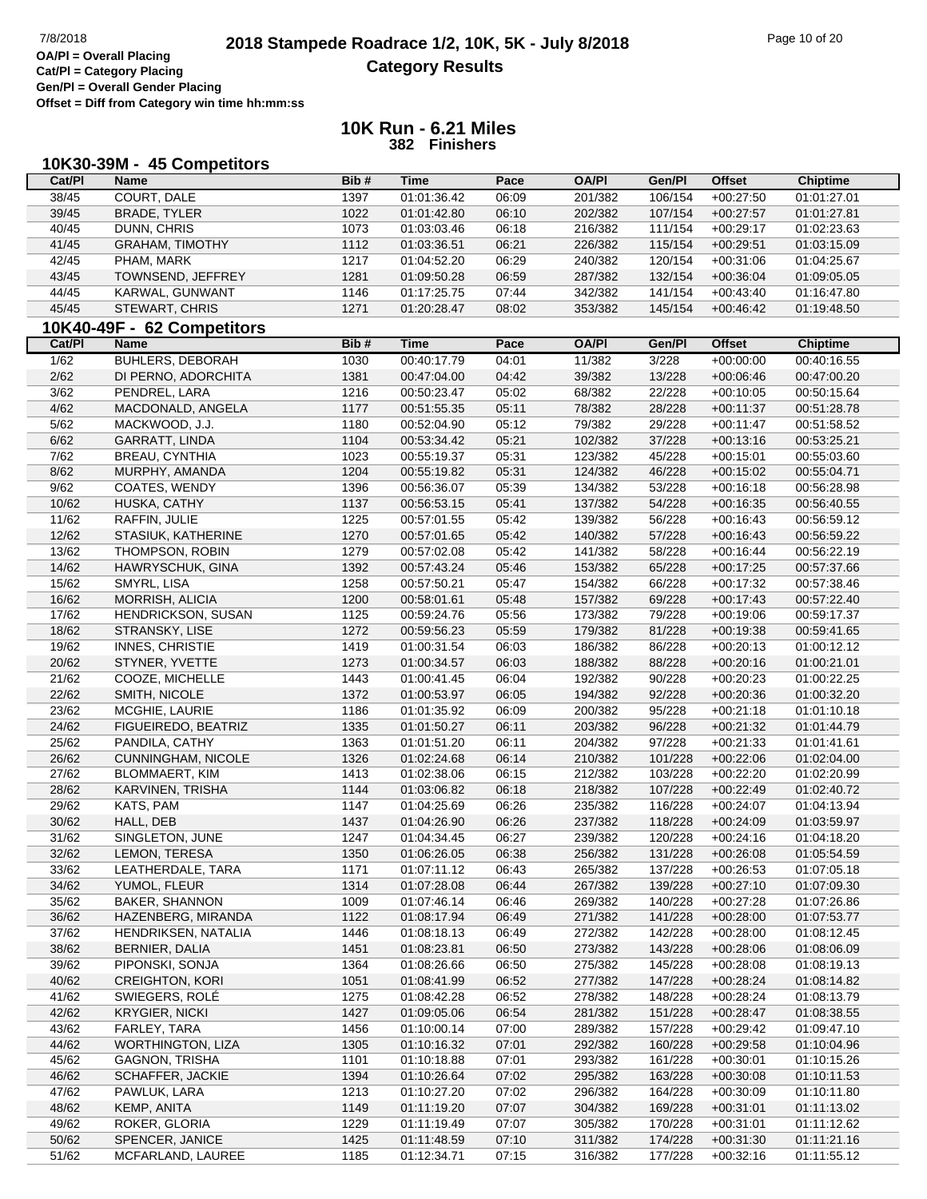# 2018 Stampede Roadrace 1/2, 10K, 5K - July 8/2018

## Category Results

7/8/2018

**OA/Pl = Overall Placing**
**Cat/Pl = Category Placing**
**Gen/Pl = Overall Gender Placing**
**Offset = Diff from Category win time hh:mm:ss**

### 10K Run - 6.21 Miles
**382 Finishers**

### 10K30-39M - 45 Competitors

| Cat/Pl | Name | Bib # | Time | Pace | OA/Pl | Gen/Pl | Offset | Chiptime |
|---|---|---|---|---|---|---|---|---|
| 38/45 | COURT, DALE | 1397 | 01:01:36.42 | 06:09 | 201/382 | 106/154 | +00:27:50 | 01:01:27.01 |
| 39/45 | BRADE, TYLER | 1022 | 01:01:42.80 | 06:10 | 202/382 | 107/154 | +00:27:57 | 01:01:27.81 |
| 40/45 | DUNN, CHRIS | 1073 | 01:03:03.46 | 06:18 | 216/382 | 111/154 | +00:29:17 | 01:02:23.63 |
| 41/45 | GRAHAM, TIMOTHY | 1112 | 01:03:36.51 | 06:21 | 226/382 | 115/154 | +00:29:51 | 01:03:15.09 |
| 42/45 | PHAM, MARK | 1217 | 01:04:52.20 | 06:29 | 240/382 | 120/154 | +00:31:06 | 01:04:25.67 |
| 43/45 | TOWNSEND, JEFFREY | 1281 | 01:09:50.28 | 06:59 | 287/382 | 132/154 | +00:36:04 | 01:09:05.05 |
| 44/45 | KARWAL, GUNWANT | 1146 | 01:17:25.75 | 07:44 | 342/382 | 141/154 | +00:43:40 | 01:16:47.80 |
| 45/45 | STEWART, CHRIS | 1271 | 01:20:28.47 | 08:02 | 353/382 | 145/154 | +00:46:42 | 01:19:48.50 |

### 10K40-49F - 62 Competitors

| Cat/Pl | Name | Bib # | Time | Pace | OA/Pl | Gen/Pl | Offset | Chiptime |
|---|---|---|---|---|---|---|---|---|
| 1/62 | BUHLERS, DEBORAH | 1030 | 00:40:17.79 | 04:01 | 11/382 | 3/228 | +00:00:00 | 00:40:16.55 |
| 2/62 | DI PERNO, ADORCHITA | 1381 | 00:47:04.00 | 04:42 | 39/382 | 13/228 | +00:06:46 | 00:47:00.20 |
| 3/62 | PENDREL, LARA | 1216 | 00:50:23.47 | 05:02 | 68/382 | 22/228 | +00:10:05 | 00:50:15.64 |
| 4/62 | MACDONALD, ANGELA | 1177 | 00:51:55.35 | 05:11 | 78/382 | 28/228 | +00:11:37 | 00:51:28.78 |
| 5/62 | MACKWOOD, J.J. | 1180 | 00:52:04.90 | 05:12 | 79/382 | 29/228 | +00:11:47 | 00:51:58.52 |
| 6/62 | GARRATT, LINDA | 1104 | 00:53:34.42 | 05:21 | 102/382 | 37/228 | +00:13:16 | 00:53:25.21 |
| 7/62 | BREAU, CYNTHIA | 1023 | 00:55:19.37 | 05:31 | 123/382 | 45/228 | +00:15:01 | 00:55:03.60 |
| 8/62 | MURPHY, AMANDA | 1204 | 00:55:19.82 | 05:31 | 124/382 | 46/228 | +00:15:02 | 00:55:04.71 |
| 9/62 | COATES, WENDY | 1396 | 00:56:36.07 | 05:39 | 134/382 | 53/228 | +00:16:18 | 00:56:28.98 |
| 10/62 | HUSKA, CATHY | 1137 | 00:56:53.15 | 05:41 | 137/382 | 54/228 | +00:16:35 | 00:56:40.55 |
| 11/62 | RAFFIN, JULIE | 1225 | 00:57:01.55 | 05:42 | 139/382 | 56/228 | +00:16:43 | 00:56:59.12 |
| 12/62 | STASIUK, KATHERINE | 1270 | 00:57:01.65 | 05:42 | 140/382 | 57/228 | +00:16:43 | 00:56:59.22 |
| 13/62 | THOMPSON, ROBIN | 1279 | 00:57:02.08 | 05:42 | 141/382 | 58/228 | +00:16:44 | 00:56:22.19 |
| 14/62 | HAWRYSCHUK, GINA | 1392 | 00:57:43.24 | 05:46 | 153/382 | 65/228 | +00:17:25 | 00:57:37.66 |
| 15/62 | SMYRL, LISA | 1258 | 00:57:50.21 | 05:47 | 154/382 | 66/228 | +00:17:32 | 00:57:38.46 |
| 16/62 | MORRISH, ALICIA | 1200 | 00:58:01.61 | 05:48 | 157/382 | 69/228 | +00:17:43 | 00:57:22.40 |
| 17/62 | HENDRICKSON, SUSAN | 1125 | 00:59:24.76 | 05:56 | 173/382 | 79/228 | +00:19:06 | 00:59:17.37 |
| 18/62 | STRANSKY, LISE | 1272 | 00:59:56.23 | 05:59 | 179/382 | 81/228 | +00:19:38 | 00:59:41.65 |
| 19/62 | INNES, CHRISTIE | 1419 | 01:00:31.54 | 06:03 | 186/382 | 86/228 | +00:20:13 | 01:00:12.12 |
| 20/62 | STYNER, YVETTE | 1273 | 01:00:34.57 | 06:03 | 188/382 | 88/228 | +00:20:16 | 01:00:21.01 |
| 21/62 | COOZE, MICHELLE | 1443 | 01:00:41.45 | 06:04 | 192/382 | 90/228 | +00:20:23 | 01:00:22.25 |
| 22/62 | SMITH, NICOLE | 1372 | 01:00:53.97 | 06:05 | 194/382 | 92/228 | +00:20:36 | 01:00:32.20 |
| 23/62 | MCGHIE, LAURIE | 1186 | 01:01:35.92 | 06:09 | 200/382 | 95/228 | +00:21:18 | 01:01:10.18 |
| 24/62 | FIGUEIREDO, BEATRIZ | 1335 | 01:01:50.27 | 06:11 | 203/382 | 96/228 | +00:21:32 | 01:01:44.79 |
| 25/62 | PANDILA, CATHY | 1363 | 01:01:51.20 | 06:11 | 204/382 | 97/228 | +00:21:33 | 01:01:41.61 |
| 26/62 | CUNNINGHAM, NICOLE | 1326 | 01:02:24.68 | 06:14 | 210/382 | 101/228 | +00:22:06 | 01:02:04.00 |
| 27/62 | BLOMMAERT, KIM | 1413 | 01:02:38.06 | 06:15 | 212/382 | 103/228 | +00:22:20 | 01:02:20.99 |
| 28/62 | KARVINEN, TRISHA | 1144 | 01:03:06.82 | 06:18 | 218/382 | 107/228 | +00:22:49 | 01:02:40.72 |
| 29/62 | KATS, PAM | 1147 | 01:04:25.69 | 06:26 | 235/382 | 116/228 | +00:24:07 | 01:04:13.94 |
| 30/62 | HALL, DEB | 1437 | 01:04:26.90 | 06:26 | 237/382 | 118/228 | +00:24:09 | 01:03:59.97 |
| 31/62 | SINGLETON, JUNE | 1247 | 01:04:34.45 | 06:27 | 239/382 | 120/228 | +00:24:16 | 01:04:18.20 |
| 32/62 | LEMON, TERESA | 1350 | 01:06:26.05 | 06:38 | 256/382 | 131/228 | +00:26:08 | 01:05:54.59 |
| 33/62 | LEATHERDALE, TARA | 1171 | 01:07:11.12 | 06:43 | 265/382 | 137/228 | +00:26:53 | 01:07:05.18 |
| 34/62 | YUMOL, FLEUR | 1314 | 01:07:28.08 | 06:44 | 267/382 | 139/228 | +00:27:10 | 01:07:09.30 |
| 35/62 | BAKER, SHANNON | 1009 | 01:07:46.14 | 06:46 | 269/382 | 140/228 | +00:27:28 | 01:07:26.86 |
| 36/62 | HAZENBERG, MIRANDA | 1122 | 01:08:17.94 | 06:49 | 271/382 | 141/228 | +00:28:00 | 01:07:53.77 |
| 37/62 | HENDRIKSEN, NATALIA | 1446 | 01:08:18.13 | 06:49 | 272/382 | 142/228 | +00:28:00 | 01:08:12.45 |
| 38/62 | BERNIER, DALIA | 1451 | 01:08:23.81 | 06:50 | 273/382 | 143/228 | +00:28:06 | 01:08:06.09 |
| 39/62 | PIPONSKI, SONJA | 1364 | 01:08:26.66 | 06:50 | 275/382 | 145/228 | +00:28:08 | 01:08:19.13 |
| 40/62 | CREIGHTON, KORI | 1051 | 01:08:41.99 | 06:52 | 277/382 | 147/228 | +00:28:24 | 01:08:14.82 |
| 41/62 | SWIEGERS, ROLÉ | 1275 | 01:08:42.28 | 06:52 | 278/382 | 148/228 | +00:28:24 | 01:08:13.79 |
| 42/62 | KRYGIER, NICKI | 1427 | 01:09:05.06 | 06:54 | 281/382 | 151/228 | +00:28:47 | 01:08:38.55 |
| 43/62 | FARLEY, TARA | 1456 | 01:10:00.14 | 07:00 | 289/382 | 157/228 | +00:29:42 | 01:09:47.10 |
| 44/62 | WORTHINGTON, LIZA | 1305 | 01:10:16.32 | 07:01 | 292/382 | 160/228 | +00:29:58 | 01:10:04.96 |
| 45/62 | GAGNON, TRISHA | 1101 | 01:10:18.88 | 07:01 | 293/382 | 161/228 | +00:30:01 | 01:10:15.26 |
| 46/62 | SCHAFFER, JACKIE | 1394 | 01:10:26.64 | 07:02 | 295/382 | 163/228 | +00:30:08 | 01:10:11.53 |
| 47/62 | PAWLUK, LARA | 1213 | 01:10:27.20 | 07:02 | 296/382 | 164/228 | +00:30:09 | 01:10:11.80 |
| 48/62 | KEMP, ANITA | 1149 | 01:11:19.20 | 07:07 | 304/382 | 169/228 | +00:31:01 | 01:11:13.02 |
| 49/62 | ROKER, GLORIA | 1229 | 01:11:19.49 | 07:07 | 305/382 | 170/228 | +00:31:01 | 01:11:12.62 |
| 50/62 | SPENCER, JANICE | 1425 | 01:11:48.59 | 07:10 | 311/382 | 174/228 | +00:31:30 | 01:11:21.16 |
| 51/62 | MCFARLAND, LAUREE | 1185 | 01:12:34.71 | 07:15 | 316/382 | 177/228 | +00:32:16 | 01:11:55.12 |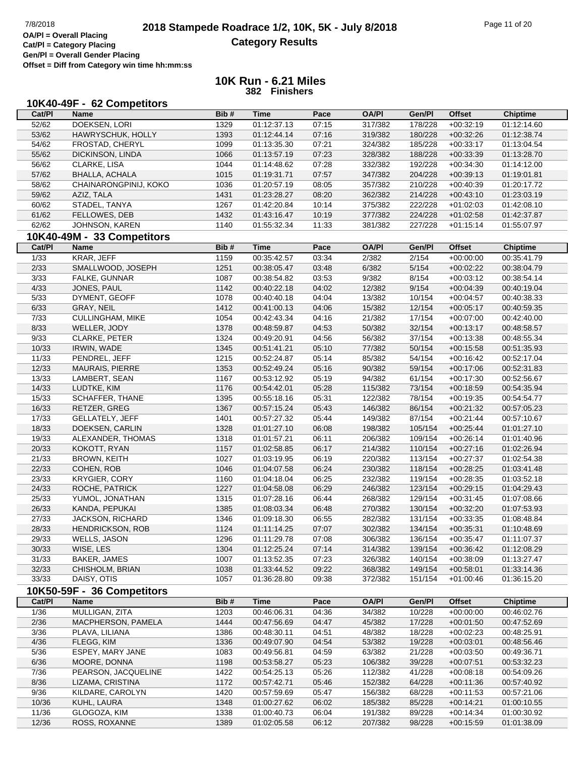# 2018 Stampede Roadrace 1/2, 10K, 5K - July 8/2018

**Category Results**

7/8/2018

OA/Pl = Overall Placing
Cat/Pl = Category Placing
Gen/Pl = Overall Gender Placing
Offset = Diff from Category win time hh:mm:ss

## 10K Run - 6.21 Miles
**382 Finishers**

### 10K40-49F - 62 Competitors

| Cat/Pl | Name | Bib # | Time | Pace | OA/Pl | Gen/Pl | Offset | Chiptime |
|---|---|---|---|---|---|---|---|---|
| 52/62 | DOEKSEN, LORI | 1329 | 01:12:37.13 | 07:15 | 317/382 | 178/228 | +00:32:19 | 01:12:14.60 |
| 53/62 | HAWRYSCHUK, HOLLY | 1393 | 01:12:44.14 | 07:16 | 319/382 | 180/228 | +00:32:26 | 01:12:38.74 |
| 54/62 | FROSTAD, CHERYL | 1099 | 01:13:35.30 | 07:21 | 324/382 | 185/228 | +00:33:17 | 01:13:04.54 |
| 55/62 | DICKINSON, LINDA | 1066 | 01:13:57.19 | 07:23 | 328/382 | 188/228 | +00:33:39 | 01:13:28.70 |
| 56/62 | CLARKE, LISA | 1044 | 01:14:48.62 | 07:28 | 332/382 | 192/228 | +00:34:30 | 01:14:12.00 |
| 57/62 | BHALLA, ACHALA | 1015 | 01:19:31.71 | 07:57 | 347/382 | 204/228 | +00:39:13 | 01:19:01.81 |
| 58/62 | CHAINARONGPINIJ, KOKO | 1036 | 01:20:57.19 | 08:05 | 357/382 | 210/228 | +00:40:39 | 01:20:17.72 |
| 59/62 | AZIZ, TALA | 1431 | 01:23:28.27 | 08:20 | 362/382 | 214/228 | +00:43:10 | 01:23:03.19 |
| 60/62 | STADEL, TANYA | 1267 | 01:42:20.84 | 10:14 | 375/382 | 222/228 | +01:02:03 | 01:42:08.10 |
| 61/62 | FELLOWES, DEB | 1432 | 01:43:16.47 | 10:19 | 377/382 | 224/228 | +01:02:58 | 01:42:37.87 |
| 62/62 | JOHNSON, KAREN | 1140 | 01:55:32.34 | 11:33 | 381/382 | 227/228 | +01:15:14 | 01:55:07.97 |

### 10K40-49M - 33 Competitors

| Cat/Pl | Name | Bib # | Time | Pace | OA/Pl | Gen/Pl | Offset | Chiptime |
|---|---|---|---|---|---|---|---|---|
| 1/33 | KRAR, JEFF | 1159 | 00:35:42.57 | 03:34 | 2/382 | 2/154 | +00:00:00 | 00:35:41.79 |
| 2/33 | SMALLWOOD, JOSEPH | 1251 | 00:38:05.47 | 03:48 | 6/382 | 5/154 | +00:02:22 | 00:38:04.79 |
| 3/33 | FALKE, GUNNAR | 1087 | 00:38:54.82 | 03:53 | 9/382 | 8/154 | +00:03:12 | 00:38:54.14 |
| 4/33 | JONES, PAUL | 1142 | 00:40:22.18 | 04:02 | 12/382 | 9/154 | +00:04:39 | 00:40:19.04 |
| 5/33 | DYMENT, GEOFF | 1078 | 00:40:40.18 | 04:04 | 13/382 | 10/154 | +00:04:57 | 00:40:38.33 |
| 6/33 | GRAY, NEIL | 1412 | 00:41:00.13 | 04:06 | 15/382 | 12/154 | +00:05:17 | 00:40:59.35 |
| 7/33 | CULLINGHAM, MIKE | 1054 | 00:42:43.34 | 04:16 | 21/382 | 17/154 | +00:07:00 | 00:42:40.00 |
| 8/33 | WELLER, JODY | 1378 | 00:48:59.87 | 04:53 | 50/382 | 32/154 | +00:13:17 | 00:48:58.57 |
| 9/33 | CLARKE, PETER | 1324 | 00:49:20.91 | 04:56 | 56/382 | 37/154 | +00:13:38 | 00:48:55.34 |
| 10/33 | IRWIN, WADE | 1345 | 00:51:41.21 | 05:10 | 77/382 | 50/154 | +00:15:58 | 00:51:35.93 |
| 11/33 | PENDREL, JEFF | 1215 | 00:52:24.87 | 05:14 | 85/382 | 54/154 | +00:16:42 | 00:52:17.04 |
| 12/33 | MAURAIS, PIERRE | 1353 | 00:52:49.24 | 05:16 | 90/382 | 59/154 | +00:17:06 | 00:52:31.83 |
| 13/33 | LAMBERT, SEAN | 1167 | 00:53:12.92 | 05:19 | 94/382 | 61/154 | +00:17:30 | 00:52:56.67 |
| 14/33 | LUDTKE, KIM | 1176 | 00:54:42.01 | 05:28 | 115/382 | 73/154 | +00:18:59 | 00:54:35.94 |
| 15/33 | SCHAFFER, THANE | 1395 | 00:55:18.16 | 05:31 | 122/382 | 78/154 | +00:19:35 | 00:54:54.77 |
| 16/33 | RETZER, GREG | 1367 | 00:57:15.24 | 05:43 | 146/382 | 86/154 | +00:21:32 | 00:57:05.23 |
| 17/33 | GELLATELY, JEFF | 1401 | 00:57:27.32 | 05:44 | 149/382 | 87/154 | +00:21:44 | 00:57:10.67 |
| 18/33 | DOEKSEN, CARLIN | 1328 | 01:01:27.10 | 06:08 | 198/382 | 105/154 | +00:25:44 | 01:01:27.10 |
| 19/33 | ALEXANDER, THOMAS | 1318 | 01:01:57.21 | 06:11 | 206/382 | 109/154 | +00:26:14 | 01:01:40.96 |
| 20/33 | KOKOTT, RYAN | 1157 | 01:02:58.85 | 06:17 | 214/382 | 110/154 | +00:27:16 | 01:02:26.94 |
| 21/33 | BROWN, KEITH | 1027 | 01:03:19.95 | 06:19 | 220/382 | 113/154 | +00:27:37 | 01:02:54.38 |
| 22/33 | COHEN, ROB | 1046 | 01:04:07.58 | 06:24 | 230/382 | 118/154 | +00:28:25 | 01:03:41.48 |
| 23/33 | KRYGIER, CORY | 1160 | 01:04:18.04 | 06:25 | 232/382 | 119/154 | +00:28:35 | 01:03:52.18 |
| 24/33 | ROCHE, PATRICK | 1227 | 01:04:58.08 | 06:29 | 246/382 | 123/154 | +00:29:15 | 01:04:29.43 |
| 25/33 | YUMOL, JONATHAN | 1315 | 01:07:28.16 | 06:44 | 268/382 | 129/154 | +00:31:45 | 01:07:08.66 |
| 26/33 | KANDA, PEPUKAI | 1385 | 01:08:03.34 | 06:48 | 270/382 | 130/154 | +00:32:20 | 01:07:53.93 |
| 27/33 | JACKSON, RICHARD | 1346 | 01:09:18.30 | 06:55 | 282/382 | 131/154 | +00:33:35 | 01:08:48.84 |
| 28/33 | HENDRICKSON, ROB | 1124 | 01:11:14.25 | 07:07 | 302/382 | 134/154 | +00:35:31 | 01:10:48.69 |
| 29/33 | WELLS, JASON | 1296 | 01:11:29.78 | 07:08 | 306/382 | 136/154 | +00:35:47 | 01:11:07.37 |
| 30/33 | WISE, LES | 1304 | 01:12:25.24 | 07:14 | 314/382 | 139/154 | +00:36:42 | 01:12:08.29 |
| 31/33 | BAKER, JAMES | 1007 | 01:13:52.35 | 07:23 | 326/382 | 140/154 | +00:38:09 | 01:13:27.47 |
| 32/33 | CHISHOLM, BRIAN | 1038 | 01:33:44.52 | 09:22 | 368/382 | 149/154 | +00:58:01 | 01:33:14.36 |
| 33/33 | DAISY, OTIS | 1057 | 01:36:28.80 | 09:38 | 372/382 | 151/154 | +01:00:46 | 01:36:15.20 |

### 10K50-59F - 36 Competitors

| Cat/Pl | Name | Bib # | Time | Pace | OA/Pl | Gen/Pl | Offset | Chiptime |
|---|---|---|---|---|---|---|---|---|
| 1/36 | MULLIGAN, ZITA | 1203 | 00:46:06.31 | 04:36 | 34/382 | 10/228 | +00:00:00 | 00:46:02.76 |
| 2/36 | MACPHERSON, PAMELA | 1444 | 00:47:56.69 | 04:47 | 45/382 | 17/228 | +00:01:50 | 00:47:52.69 |
| 3/36 | PLAVA, LILIANA | 1386 | 00:48:30.11 | 04:51 | 48/382 | 18/228 | +00:02:23 | 00:48:25.91 |
| 4/36 | FLEGG, KIM | 1336 | 00:49:07.90 | 04:54 | 53/382 | 19/228 | +00:03:01 | 00:48:56.46 |
| 5/36 | ESPEY, MARY JANE | 1083 | 00:49:56.81 | 04:59 | 63/382 | 21/228 | +00:03:50 | 00:49:36.71 |
| 6/36 | MOORE, DONNA | 1198 | 00:53:58.27 | 05:23 | 106/382 | 39/228 | +00:07:51 | 00:53:32.23 |
| 7/36 | PEARSON, JACQUELINE | 1422 | 00:54:25.13 | 05:26 | 112/382 | 41/228 | +00:08:18 | 00:54:09.26 |
| 8/36 | LIZAMA, CRISTINA | 1172 | 00:57:42.71 | 05:46 | 152/382 | 64/228 | +00:11:36 | 00:57:40.92 |
| 9/36 | KILDARE, CAROLYN | 1420 | 00:57:59.69 | 05:47 | 156/382 | 68/228 | +00:11:53 | 00:57:21.06 |
| 10/36 | KUHL, LAURA | 1348 | 01:00:27.62 | 06:02 | 185/382 | 85/228 | +00:14:21 | 01:00:10.55 |
| 11/36 | GLOGOZA, KIM | 1338 | 01:00:40.73 | 06:04 | 191/382 | 89/228 | +00:14:34 | 01:00:30.92 |
| 12/36 | ROSS, ROXANNE | 1389 | 01:02:05.58 | 06:12 | 207/382 | 98/228 | +00:15:59 | 01:01:38.09 |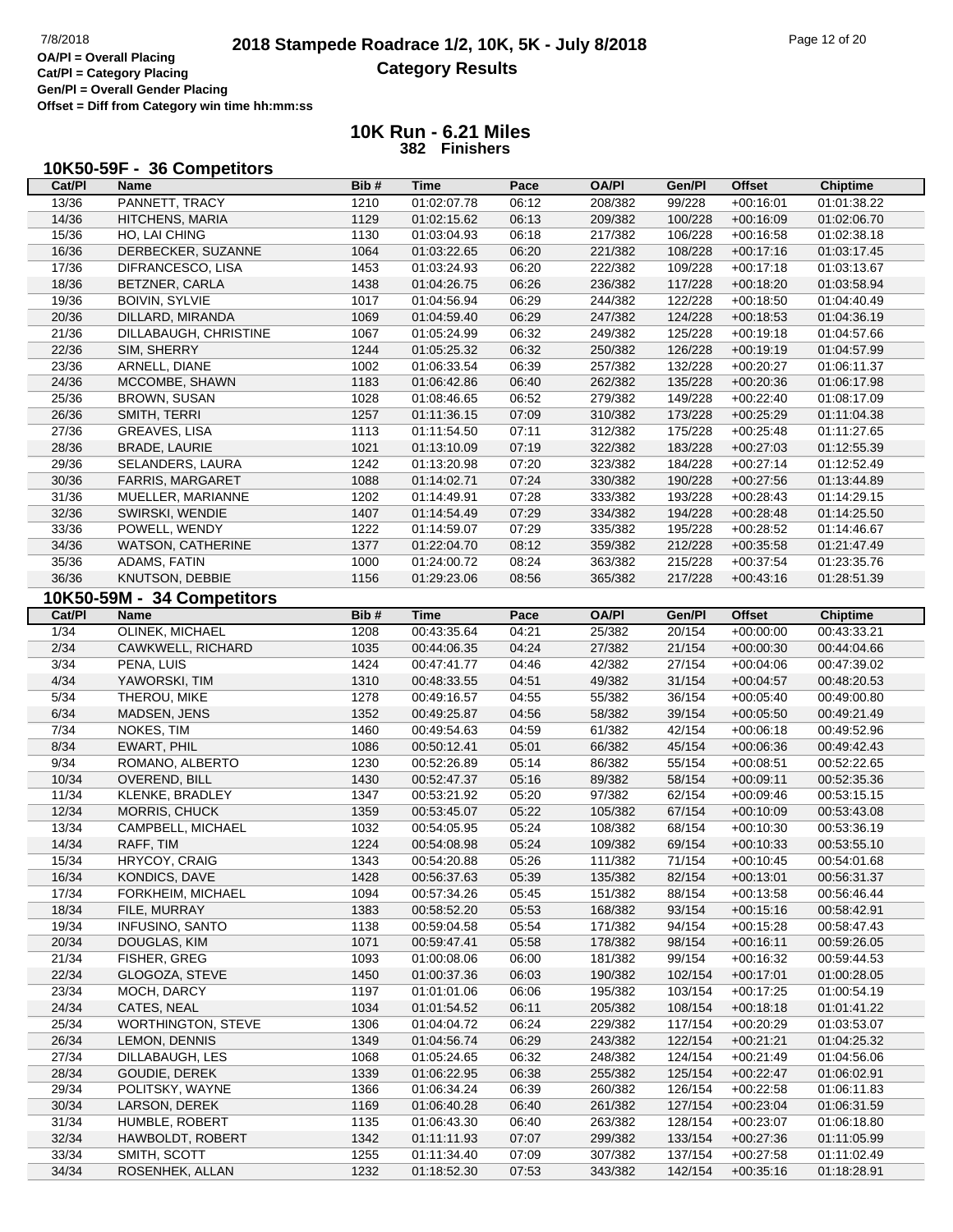OA/Pl = Overall Placing
Cat/Pl = Category Placing
Gen/Pl = Overall Gender Placing
Offset = Diff from Category win time hh:mm:ss

# 2018 Stampede Roadrace 1/2, 10K, 5K - July 8/2018

## Category Results

## 10K Run - 6.21 Miles
**382 Finishers**

### 10K50-59F - 36 Competitors

| Cat/Pl | Name | Bib # | Time | Pace | OA/Pl | Gen/Pl | Offset | Chiptime |
|---|---|---|---|---|---|---|---|---|
| 13/36 | PANNETT, TRACY | 1210 | 01:02:07.78 | 06:12 | 208/382 | 99/228 | +00:16:01 | 01:01:38.22 |
| 14/36 | HITCHENS, MARIA | 1129 | 01:02:15.62 | 06:13 | 209/382 | 100/228 | +00:16:09 | 01:02:06.70 |
| 15/36 | HO, LAI CHING | 1130 | 01:03:04.93 | 06:18 | 217/382 | 106/228 | +00:16:58 | 01:02:38.18 |
| 16/36 | DERBECKER, SUZANNE | 1064 | 01:03:22.65 | 06:20 | 221/382 | 108/228 | +00:17:16 | 01:03:17.45 |
| 17/36 | DIFRANCESCO, LISA | 1453 | 01:03:24.93 | 06:20 | 222/382 | 109/228 | +00:17:18 | 01:03:13.67 |
| 18/36 | BETZNER, CARLA | 1438 | 01:04:26.75 | 06:26 | 236/382 | 117/228 | +00:18:20 | 01:03:58.94 |
| 19/36 | BOIVIN, SYLVIE | 1017 | 01:04:56.94 | 06:29 | 244/382 | 122/228 | +00:18:50 | 01:04:40.49 |
| 20/36 | DILLARD, MIRANDA | 1069 | 01:04:59.40 | 06:29 | 247/382 | 124/228 | +00:18:53 | 01:04:36.19 |
| 21/36 | DILLABAUGH, CHRISTINE | 1067 | 01:05:24.99 | 06:32 | 249/382 | 125/228 | +00:19:18 | 01:04:57.66 |
| 22/36 | SIM, SHERRY | 1244 | 01:05:25.32 | 06:32 | 250/382 | 126/228 | +00:19:19 | 01:04:57.99 |
| 23/36 | ARNELL, DIANE | 1002 | 01:06:33.54 | 06:39 | 257/382 | 132/228 | +00:20:27 | 01:06:11.37 |
| 24/36 | MCCOMBE, SHAWN | 1183 | 01:06:42.86 | 06:40 | 262/382 | 135/228 | +00:20:36 | 01:06:17.98 |
| 25/36 | BROWN, SUSAN | 1028 | 01:08:46.65 | 06:52 | 279/382 | 149/228 | +00:22:40 | 01:08:17.09 |
| 26/36 | SMITH, TERRI | 1257 | 01:11:36.15 | 07:09 | 310/382 | 173/228 | +00:25:29 | 01:11:04.38 |
| 27/36 | GREAVES, LISA | 1113 | 01:11:54.50 | 07:11 | 312/382 | 175/228 | +00:25:48 | 01:11:27.65 |
| 28/36 | BRADE, LAURIE | 1021 | 01:13:10.09 | 07:19 | 322/382 | 183/228 | +00:27:03 | 01:12:55.39 |
| 29/36 | SELANDERS, LAURA | 1242 | 01:13:20.98 | 07:20 | 323/382 | 184/228 | +00:27:14 | 01:12:52.49 |
| 30/36 | FARRIS, MARGARET | 1088 | 01:14:02.71 | 07:24 | 330/382 | 190/228 | +00:27:56 | 01:13:44.89 |
| 31/36 | MUELLER, MARIANNE | 1202 | 01:14:49.91 | 07:28 | 333/382 | 193/228 | +00:28:43 | 01:14:29.15 |
| 32/36 | SWIRSKI, WENDIE | 1407 | 01:14:54.49 | 07:29 | 334/382 | 194/228 | +00:28:48 | 01:14:25.50 |
| 33/36 | POWELL, WENDY | 1222 | 01:14:59.07 | 07:29 | 335/382 | 195/228 | +00:28:52 | 01:14:46.67 |
| 34/36 | WATSON, CATHERINE | 1377 | 01:22:04.70 | 08:12 | 359/382 | 212/228 | +00:35:58 | 01:21:47.49 |
| 35/36 | ADAMS, FATIN | 1000 | 01:24:00.72 | 08:24 | 363/382 | 215/228 | +00:37:54 | 01:23:35.76 |
| 36/36 | KNUTSON, DEBBIE | 1156 | 01:29:23.06 | 08:56 | 365/382 | 217/228 | +00:43:16 | 01:28:51.39 |

### 10K50-59M - 34 Competitors

| Cat/Pl | Name | Bib # | Time | Pace | OA/Pl | Gen/Pl | Offset | Chiptime |
|---|---|---|---|---|---|---|---|---|
| 1/34 | OLINEK, MICHAEL | 1208 | 00:43:35.64 | 04:21 | 25/382 | 20/154 | +00:00:00 | 00:43:33.21 |
| 2/34 | CAWKWELL, RICHARD | 1035 | 00:44:06.35 | 04:24 | 27/382 | 21/154 | +00:00:30 | 00:44:04.66 |
| 3/34 | PENA, LUIS | 1424 | 00:47:41.77 | 04:46 | 42/382 | 27/154 | +00:04:06 | 00:47:39.02 |
| 4/34 | YAWORSKI, TIM | 1310 | 00:48:33.55 | 04:51 | 49/382 | 31/154 | +00:04:57 | 00:48:20.53 |
| 5/34 | THEROU, MIKE | 1278 | 00:49:16.57 | 04:55 | 55/382 | 36/154 | +00:05:40 | 00:49:00.80 |
| 6/34 | MADSEN, JENS | 1352 | 00:49:25.87 | 04:56 | 58/382 | 39/154 | +00:05:50 | 00:49:21.49 |
| 7/34 | NOKES, TIM | 1460 | 00:49:54.63 | 04:59 | 61/382 | 42/154 | +00:06:18 | 00:49:52.96 |
| 8/34 | EWART, PHIL | 1086 | 00:50:12.41 | 05:01 | 66/382 | 45/154 | +00:06:36 | 00:49:42.43 |
| 9/34 | ROMANO, ALBERTO | 1230 | 00:52:26.89 | 05:14 | 86/382 | 55/154 | +00:08:51 | 00:52:22.65 |
| 10/34 | OVEREND, BILL | 1430 | 00:52:47.37 | 05:16 | 89/382 | 58/154 | +00:09:11 | 00:52:35.36 |
| 11/34 | KLENKE, BRADLEY | 1347 | 00:53:21.92 | 05:20 | 97/382 | 62/154 | +00:09:46 | 00:53:15.15 |
| 12/34 | MORRIS, CHUCK | 1359 | 00:53:45.07 | 05:22 | 105/382 | 67/154 | +00:10:09 | 00:53:43.08 |
| 13/34 | CAMPBELL, MICHAEL | 1032 | 00:54:05.95 | 05:24 | 108/382 | 68/154 | +00:10:30 | 00:53:36.19 |
| 14/34 | RAFF, TIM | 1224 | 00:54:08.98 | 05:24 | 109/382 | 69/154 | +00:10:33 | 00:53:55.10 |
| 15/34 | HRYCOY, CRAIG | 1343 | 00:54:20.88 | 05:26 | 111/382 | 71/154 | +00:10:45 | 00:54:01.68 |
| 16/34 | KONDICS, DAVE | 1428 | 00:56:37.63 | 05:39 | 135/382 | 82/154 | +00:13:01 | 00:56:31.37 |
| 17/34 | FORKHEIM, MICHAEL | 1094 | 00:57:34.26 | 05:45 | 151/382 | 88/154 | +00:13:58 | 00:56:46.44 |
| 18/34 | FILE, MURRAY | 1383 | 00:58:52.20 | 05:53 | 168/382 | 93/154 | +00:15:16 | 00:58:42.91 |
| 19/34 | INFUSINO, SANTO | 1138 | 00:59:04.58 | 05:54 | 171/382 | 94/154 | +00:15:28 | 00:58:47.43 |
| 20/34 | DOUGLAS, KIM | 1071 | 00:59:47.41 | 05:58 | 178/382 | 98/154 | +00:16:11 | 00:59:26.05 |
| 21/34 | FISHER, GREG | 1093 | 01:00:08.06 | 06:00 | 181/382 | 99/154 | +00:16:32 | 00:59:44.53 |
| 22/34 | GLOGOZA, STEVE | 1450 | 01:00:37.36 | 06:03 | 190/382 | 102/154 | +00:17:01 | 01:00:28.05 |
| 23/34 | MOCH, DARCY | 1197 | 01:01:01.06 | 06:06 | 195/382 | 103/154 | +00:17:25 | 01:00:54.19 |
| 24/34 | CATES, NEAL | 1034 | 01:01:54.52 | 06:11 | 205/382 | 108/154 | +00:18:18 | 01:01:41.22 |
| 25/34 | WORTHINGTON, STEVE | 1306 | 01:04:04.72 | 06:24 | 229/382 | 117/154 | +00:20:29 | 01:03:53.07 |
| 26/34 | LEMON, DENNIS | 1349 | 01:04:56.74 | 06:29 | 243/382 | 122/154 | +00:21:21 | 01:04:25.32 |
| 27/34 | DILLABAUGH, LES | 1068 | 01:05:24.65 | 06:32 | 248/382 | 124/154 | +00:21:49 | 01:04:56.06 |
| 28/34 | GOUDIE, DEREK | 1339 | 01:06:22.95 | 06:38 | 255/382 | 125/154 | +00:22:47 | 01:06:02.91 |
| 29/34 | POLITSKY, WAYNE | 1366 | 01:06:34.24 | 06:39 | 260/382 | 126/154 | +00:22:58 | 01:06:11.83 |
| 30/34 | LARSON, DEREK | 1169 | 01:06:40.28 | 06:40 | 261/382 | 127/154 | +00:23:04 | 01:06:31.59 |
| 31/34 | HUMBLE, ROBERT | 1135 | 01:06:43.30 | 06:40 | 263/382 | 128/154 | +00:23:07 | 01:06:18.80 |
| 32/34 | HAWBOLDT, ROBERT | 1342 | 01:11:11.93 | 07:07 | 299/382 | 133/154 | +00:27:36 | 01:11:05.99 |
| 33/34 | SMITH, SCOTT | 1255 | 01:11:34.40 | 07:09 | 307/382 | 137/154 | +00:27:58 | 01:11:02.49 |
| 34/34 | ROSENHEK, ALLAN | 1232 | 01:18:52.30 | 07:53 | 343/382 | 142/154 | +00:35:16 | 01:18:28.91 |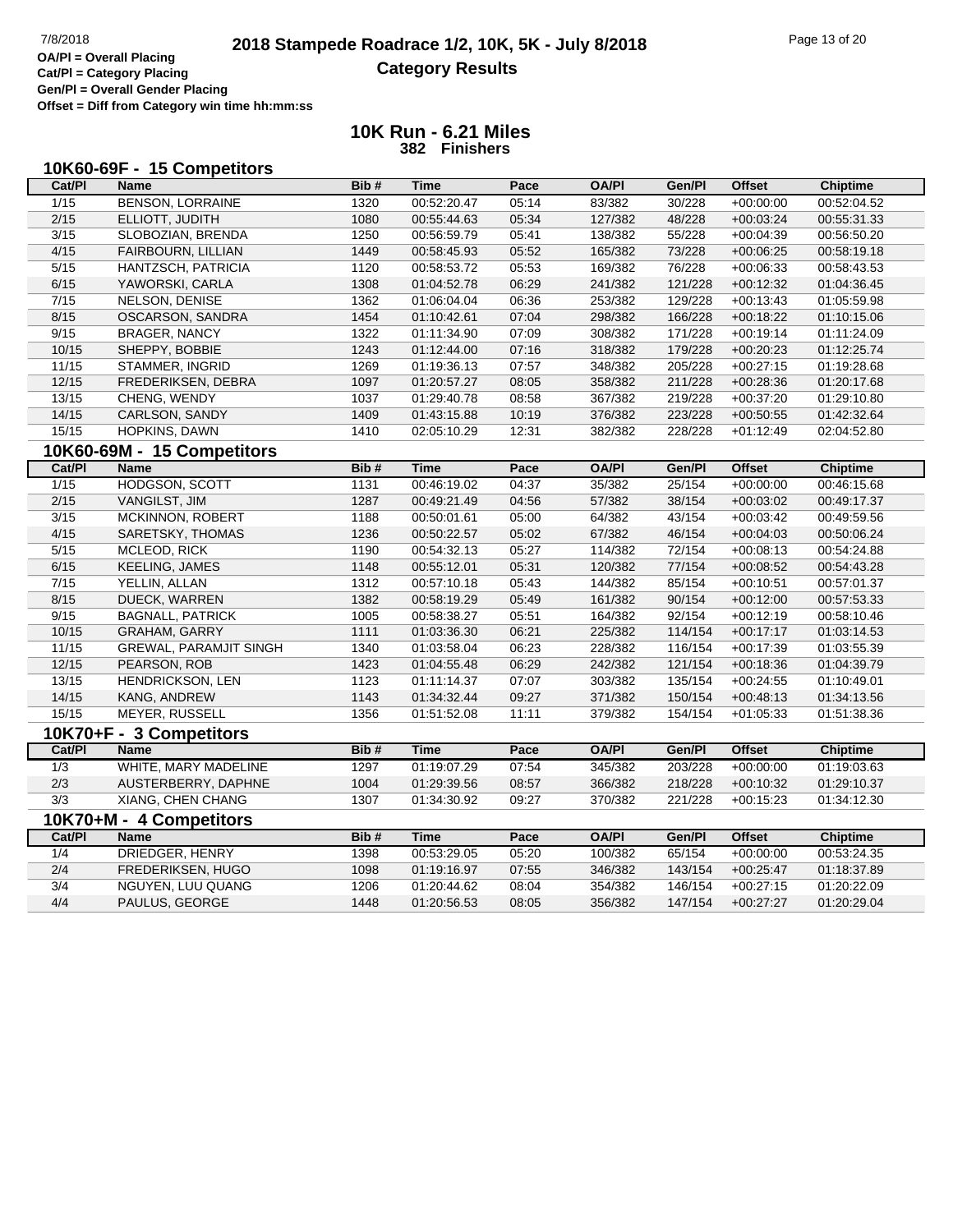# 2018 Stampede Roadrace 1/2, 10K, 5K - July 8/2018

## Category Results

7/8/2018

**OA/Pl = Overall Placing**
**Cat/Pl = Category Placing**
**Gen/Pl = Overall Gender Placing**
**Offset = Diff from Category win time hh:mm:ss**

## 10K Run - 6.21 Miles
### 382 Finishers

### 10K60-69F - 15 Competitors

| Cat/Pl | Name | Bib # | Time | Pace | OA/Pl | Gen/Pl | Offset | Chiptime |
|---|---|---|---|---|---|---|---|---|
| 1/15 | BENSON, LORRAINE | 1320 | 00:52:20.47 | 05:14 | 83/382 | 30/228 | +00:00:00 | 00:52:04.52 |
| 2/15 | ELLIOTT, JUDITH | 1080 | 00:55:44.63 | 05:34 | 127/382 | 48/228 | +00:03:24 | 00:55:31.33 |
| 3/15 | SLOBOZIAN, BRENDA | 1250 | 00:56:59.79 | 05:41 | 138/382 | 55/228 | +00:04:39 | 00:56:50.20 |
| 4/15 | FAIRBOURN, LILLIAN | 1449 | 00:58:45.93 | 05:52 | 165/382 | 73/228 | +00:06:25 | 00:58:19.18 |
| 5/15 | HANTZSCH, PATRICIA | 1120 | 00:58:53.72 | 05:53 | 169/382 | 76/228 | +00:06:33 | 00:58:43.53 |
| 6/15 | YAWORSKI, CARLA | 1308 | 01:04:52.78 | 06:29 | 241/382 | 121/228 | +00:12:32 | 01:04:36.45 |
| 7/15 | NELSON, DENISE | 1362 | 01:06:04.04 | 06:36 | 253/382 | 129/228 | +00:13:43 | 01:05:59.98 |
| 8/15 | OSCARSON, SANDRA | 1454 | 01:10:42.61 | 07:04 | 298/382 | 166/228 | +00:18:22 | 01:10:15.06 |
| 9/15 | BRAGER, NANCY | 1322 | 01:11:34.90 | 07:09 | 308/382 | 171/228 | +00:19:14 | 01:11:24.09 |
| 10/15 | SHEPPY, BOBBIE | 1243 | 01:12:44.00 | 07:16 | 318/382 | 179/228 | +00:20:23 | 01:12:25.74 |
| 11/15 | STAMMER, INGRID | 1269 | 01:19:36.13 | 07:57 | 348/382 | 205/228 | +00:27:15 | 01:19:28.68 |
| 12/15 | FREDERIKSEN, DEBRA | 1097 | 01:20:57.27 | 08:05 | 358/382 | 211/228 | +00:28:36 | 01:20:17.68 |
| 13/15 | CHENG, WENDY | 1037 | 01:29:40.78 | 08:58 | 367/382 | 219/228 | +00:37:20 | 01:29:10.80 |
| 14/15 | CARLSON, SANDY | 1409 | 01:43:15.88 | 10:19 | 376/382 | 223/228 | +00:50:55 | 01:42:32.64 |
| 15/15 | HOPKINS, DAWN | 1410 | 02:05:10.29 | 12:31 | 382/382 | 228/228 | +01:12:49 | 02:04:52.80 |

### 10K60-69M - 15 Competitors

| Cat/Pl | Name | Bib # | Time | Pace | OA/Pl | Gen/Pl | Offset | Chiptime |
|---|---|---|---|---|---|---|---|---|
| 1/15 | HODGSON, SCOTT | 1131 | 00:46:19.02 | 04:37 | 35/382 | 25/154 | +00:00:00 | 00:46:15.68 |
| 2/15 | VANGILST, JIM | 1287 | 00:49:21.49 | 04:56 | 57/382 | 38/154 | +00:03:02 | 00:49:17.37 |
| 3/15 | MCKINNON, ROBERT | 1188 | 00:50:01.61 | 05:00 | 64/382 | 43/154 | +00:03:42 | 00:49:59.56 |
| 4/15 | SARETSKY, THOMAS | 1236 | 00:50:22.57 | 05:02 | 67/382 | 46/154 | +00:04:03 | 00:50:06.24 |
| 5/15 | MCLEOD, RICK | 1190 | 00:54:32.13 | 05:27 | 114/382 | 72/154 | +00:08:13 | 00:54:24.88 |
| 6/15 | KEELING, JAMES | 1148 | 00:55:12.01 | 05:31 | 120/382 | 77/154 | +00:08:52 | 00:54:43.28 |
| 7/15 | YELLIN, ALLAN | 1312 | 00:57:10.18 | 05:43 | 144/382 | 85/154 | +00:10:51 | 00:57:01.37 |
| 8/15 | DUECK, WARREN | 1382 | 00:58:19.29 | 05:49 | 161/382 | 90/154 | +00:12:00 | 00:57:53.33 |
| 9/15 | BAGNALL, PATRICK | 1005 | 00:58:38.27 | 05:51 | 164/382 | 92/154 | +00:12:19 | 00:58:10.46 |
| 10/15 | GRAHAM, GARRY | 1111 | 01:03:36.30 | 06:21 | 225/382 | 114/154 | +00:17:17 | 01:03:14.53 |
| 11/15 | GREWAL, PARAMJIT SINGH | 1340 | 01:03:58.04 | 06:23 | 228/382 | 116/154 | +00:17:39 | 01:03:55.39 |
| 12/15 | PEARSON, ROB | 1423 | 01:04:55.48 | 06:29 | 242/382 | 121/154 | +00:18:36 | 01:04:39.79 |
| 13/15 | HENDRICKSON, LEN | 1123 | 01:11:14.37 | 07:07 | 303/382 | 135/154 | +00:24:55 | 01:10:49.01 |
| 14/15 | KANG, ANDREW | 1143 | 01:34:32.44 | 09:27 | 371/382 | 150/154 | +00:48:13 | 01:34:13.56 |
| 15/15 | MEYER, RUSSELL | 1356 | 01:51:52.08 | 11:11 | 379/382 | 154/154 | +01:05:33 | 01:51:38.36 |

### 10K70+F - 3 Competitors

| Cat/Pl | Name | Bib # | Time | Pace | OA/Pl | Gen/Pl | Offset | Chiptime |
|---|---|---|---|---|---|---|---|---|
| 1/3 | WHITE, MARY MADELINE | 1297 | 01:19:07.29 | 07:54 | 345/382 | 203/228 | +00:00:00 | 01:19:03.63 |
| 2/3 | AUSTERBERRY, DAPHNE | 1004 | 01:29:39.56 | 08:57 | 366/382 | 218/228 | +00:10:32 | 01:29:10.37 |
| 3/3 | XIANG, CHEN CHANG | 1307 | 01:34:30.92 | 09:27 | 370/382 | 221/228 | +00:15:23 | 01:34:12.30 |

### 10K70+M - 4 Competitors

| Cat/Pl | Name | Bib # | Time | Pace | OA/Pl | Gen/Pl | Offset | Chiptime |
|---|---|---|---|---|---|---|---|---|
| 1/4 | DRIEDGER, HENRY | 1398 | 00:53:29.05 | 05:20 | 100/382 | 65/154 | +00:00:00 | 00:53:24.35 |
| 2/4 | FREDERIKSEN, HUGO | 1098 | 01:19:16.97 | 07:55 | 346/382 | 143/154 | +00:25:47 | 01:18:37.89 |
| 3/4 | NGUYEN, LUU QUANG | 1206 | 01:20:44.62 | 08:04 | 354/382 | 146/154 | +00:27:15 | 01:20:22.09 |
| 4/4 | PAULUS, GEORGE | 1448 | 01:20:56.53 | 08:05 | 356/382 | 147/154 | +00:27:27 | 01:20:29.04 |